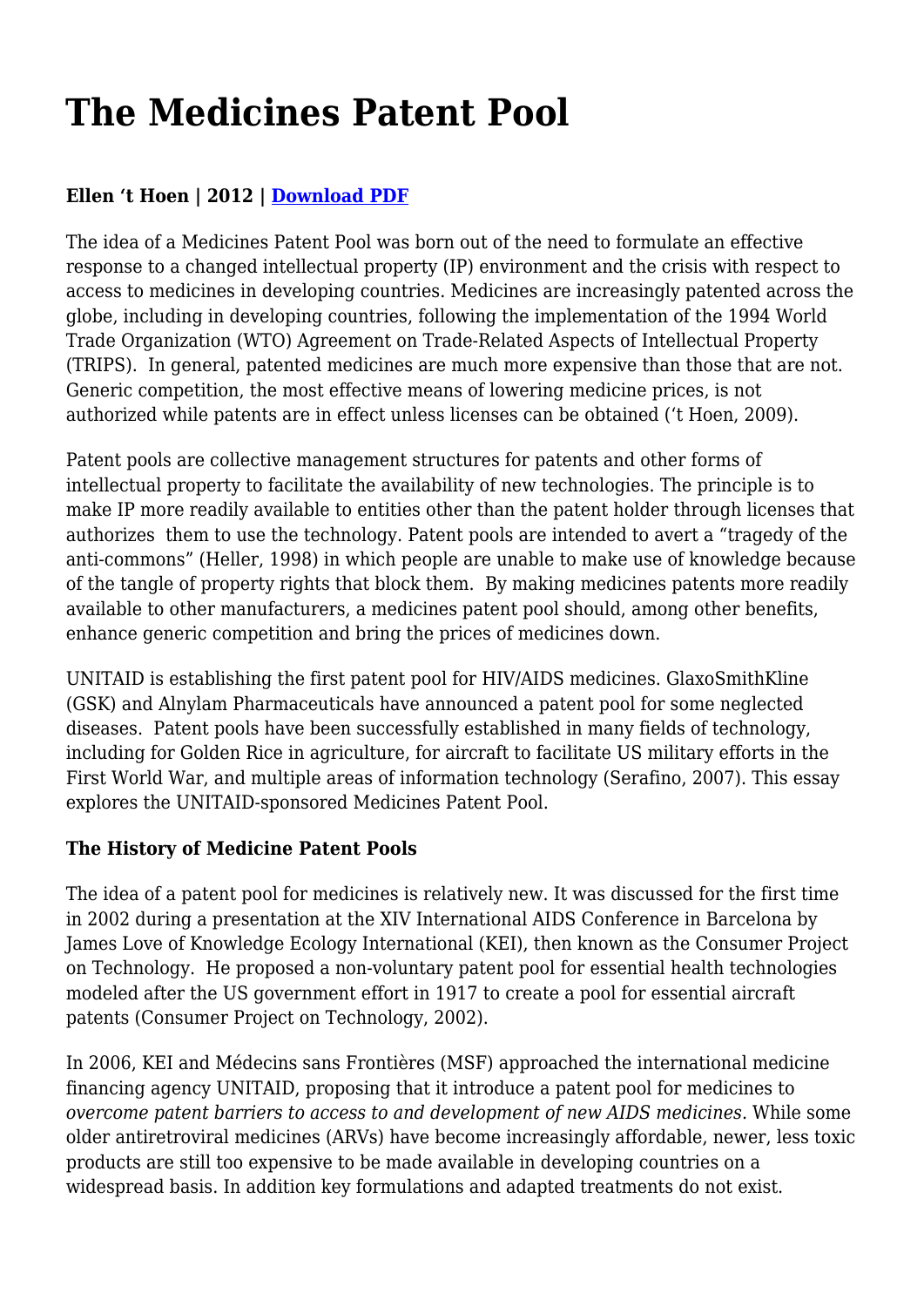# The Medicines Patent Pool

**Ellen 't Hoen | 2012 | [Download PDF]**

The idea of a Medicines Patent Pool was born out of the need to formulate an effective response to a changed intellectual property (IP) environment and the crisis with respect to access to medicines in developing countries. Medicines are increasingly patented across the globe, including in developing countries, following the implementation of the 1994 World Trade Organization (WTO) Agreement on Trade-Related Aspects of Intellectual Property (TRIPS). In general, patented medicines are much more expensive than those that are not. Generic competition, the most effective means of lowering medicine prices, is not authorized while patents are in effect unless licenses can be obtained ('t Hoen, 2009).

Patent pools are collective management structures for patents and other forms of intellectual property to facilitate the availability of new technologies. The principle is to make IP more readily available to entities other than the patent holder through licenses that authorizes them to use the technology. Patent pools are intended to avert a "tragedy of the anti-commons" (Heller, 1998) in which people are unable to make use of knowledge because of the tangle of property rights that block them. By making medicines patents more readily available to other manufacturers, a medicines patent pool should, among other benefits, enhance generic competition and bring the prices of medicines down.

UNITAID is establishing the first patent pool for HIV/AIDS medicines. GlaxoSmithKline (GSK) and Alnylam Pharmaceuticals have announced a patent pool for some neglected diseases. Patent pools have been successfully established in many fields of technology, including for Golden Rice in agriculture, for aircraft to facilitate US military efforts in the First World War, and multiple areas of information technology (Serafino, 2007). This essay explores the UNITAID-sponsored Medicines Patent Pool.

**The History of Medicine Patent Pools**

The idea of a patent pool for medicines is relatively new. It was discussed for the first time in 2002 during a presentation at the XIV International AIDS Conference in Barcelona by James Love of Knowledge Ecology International (KEI), then known as the Consumer Project on Technology. He proposed a non-voluntary patent pool for essential health technologies modeled after the US government effort in 1917 to create a pool for essential aircraft patents (Consumer Project on Technology, 2002).

In 2006, KEI and Médecins sans Frontières (MSF) approached the international medicine financing agency UNITAID, proposing that it introduce a patent pool for medicines to *overcome patent barriers to access to and development of new AIDS medicines*. While some older antiretroviral medicines (ARVs) have become increasingly affordable, newer, less toxic products are still too expensive to be made available in developing countries on a widespread basis. In addition key formulations and adapted treatments do not exist.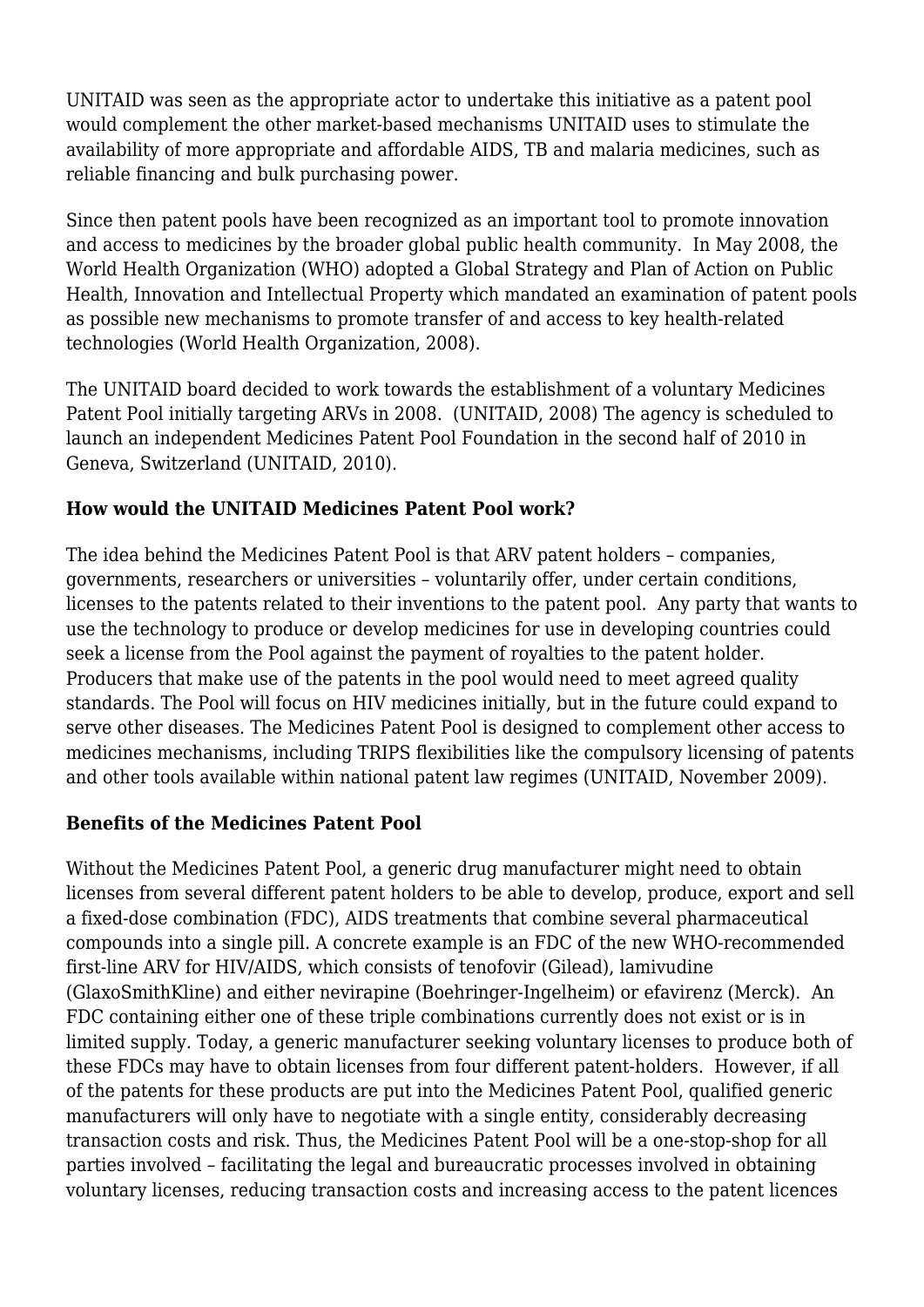UNITAID was seen as the appropriate actor to undertake this initiative as a patent pool would complement the other market-based mechanisms UNITAID uses to stimulate the availability of more appropriate and affordable AIDS, TB and malaria medicines, such as reliable financing and bulk purchasing power.

Since then patent pools have been recognized as an important tool to promote innovation and access to medicines by the broader global public health community. In May 2008, the World Health Organization (WHO) adopted a Global Strategy and Plan of Action on Public Health, Innovation and Intellectual Property which mandated an examination of patent pools as possible new mechanisms to promote transfer of and access to key health-related technologies (World Health Organization, 2008).

The UNITAID board decided to work towards the establishment of a voluntary Medicines Patent Pool initially targeting ARVs in 2008. (UNITAID, 2008) The agency is scheduled to launch an independent Medicines Patent Pool Foundation in the second half of 2010 in Geneva, Switzerland (UNITAID, 2010).

**How would the UNITAID Medicines Patent Pool work?**

The idea behind the Medicines Patent Pool is that ARV patent holders – companies, governments, researchers or universities – voluntarily offer, under certain conditions, licenses to the patents related to their inventions to the patent pool. Any party that wants to use the technology to produce or develop medicines for use in developing countries could seek a license from the Pool against the payment of royalties to the patent holder. Producers that make use of the patents in the pool would need to meet agreed quality standards. The Pool will focus on HIV medicines initially, but in the future could expand to serve other diseases. The Medicines Patent Pool is designed to complement other access to medicines mechanisms, including TRIPS flexibilities like the compulsory licensing of patents and other tools available within national patent law regimes (UNITAID, November 2009).

**Benefits of the Medicines Patent Pool**

Without the Medicines Patent Pool, a generic drug manufacturer might need to obtain licenses from several different patent holders to be able to develop, produce, export and sell a fixed-dose combination (FDC), AIDS treatments that combine several pharmaceutical compounds into a single pill. A concrete example is an FDC of the new WHO-recommended first-line ARV for HIV/AIDS, which consists of tenofovir (Gilead), lamivudine (GlaxoSmithKline) and either nevirapine (Boehringer-Ingelheim) or efavirenz (Merck). An FDC containing either one of these triple combinations currently does not exist or is in limited supply. Today, a generic manufacturer seeking voluntary licenses to produce both of these FDCs may have to obtain licenses from four different patent-holders. However, if all of the patents for these products are put into the Medicines Patent Pool, qualified generic manufacturers will only have to negotiate with a single entity, considerably decreasing transaction costs and risk. Thus, the Medicines Patent Pool will be a one-stop-shop for all parties involved – facilitating the legal and bureaucratic processes involved in obtaining voluntary licenses, reducing transaction costs and increasing access to the patent licences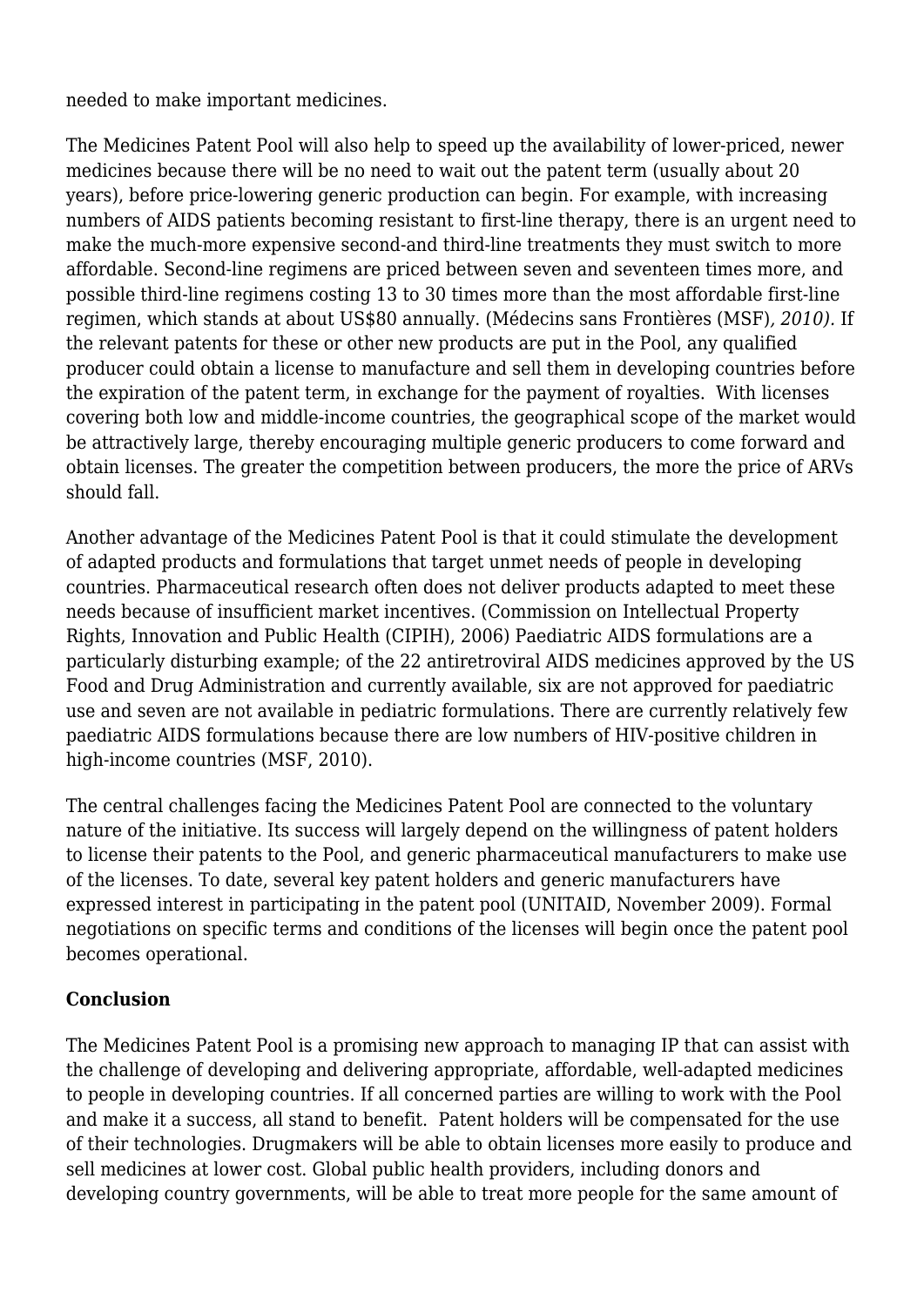needed to make important medicines.

The Medicines Patent Pool will also help to speed up the availability of lower-priced, newer medicines because there will be no need to wait out the patent term (usually about 20 years), before price-lowering generic production can begin. For example, with increasing numbers of AIDS patients becoming resistant to first-line therapy, there is an urgent need to make the much-more expensive second-and third-line treatments they must switch to more affordable. Second-line regimens are priced between seven and seventeen times more, and possible third-line regimens costing 13 to 30 times more than the most affordable first-line regimen, which stands at about US$80 annually. (Médecins sans Frontières (MSF)*, 2010)*. If the relevant patents for these or other new products are put in the Pool, any qualified producer could obtain a license to manufacture and sell them in developing countries before the expiration of the patent term, in exchange for the payment of royalties. With licenses covering both low and middle-income countries, the geographical scope of the market would be attractively large, thereby encouraging multiple generic producers to come forward and obtain licenses. The greater the competition between producers, the more the price of ARVs should fall.

Another advantage of the Medicines Patent Pool is that it could stimulate the development of adapted products and formulations that target unmet needs of people in developing countries. Pharmaceutical research often does not deliver products adapted to meet these needs because of insufficient market incentives. (Commission on Intellectual Property Rights, Innovation and Public Health (CIPIH), 2006) Paediatric AIDS formulations are a particularly disturbing example; of the 22 antiretroviral AIDS medicines approved by the US Food and Drug Administration and currently available, six are not approved for paediatric use and seven are not available in pediatric formulations. There are currently relatively few paediatric AIDS formulations because there are low numbers of HIV-positive children in high-income countries (MSF, 2010).

The central challenges facing the Medicines Patent Pool are connected to the voluntary nature of the initiative. Its success will largely depend on the willingness of patent holders to license their patents to the Pool, and generic pharmaceutical manufacturers to make use of the licenses. To date, several key patent holders and generic manufacturers have expressed interest in participating in the patent pool (UNITAID, November 2009). Formal negotiations on specific terms and conditions of the licenses will begin once the patent pool becomes operational.

**Conclusion**

The Medicines Patent Pool is a promising new approach to managing IP that can assist with the challenge of developing and delivering appropriate, affordable, well-adapted medicines to people in developing countries. If all concerned parties are willing to work with the Pool and make it a success, all stand to benefit. Patent holders will be compensated for the use of their technologies. Drugmakers will be able to obtain licenses more easily to produce and sell medicines at lower cost. Global public health providers, including donors and developing country governments, will be able to treat more people for the same amount of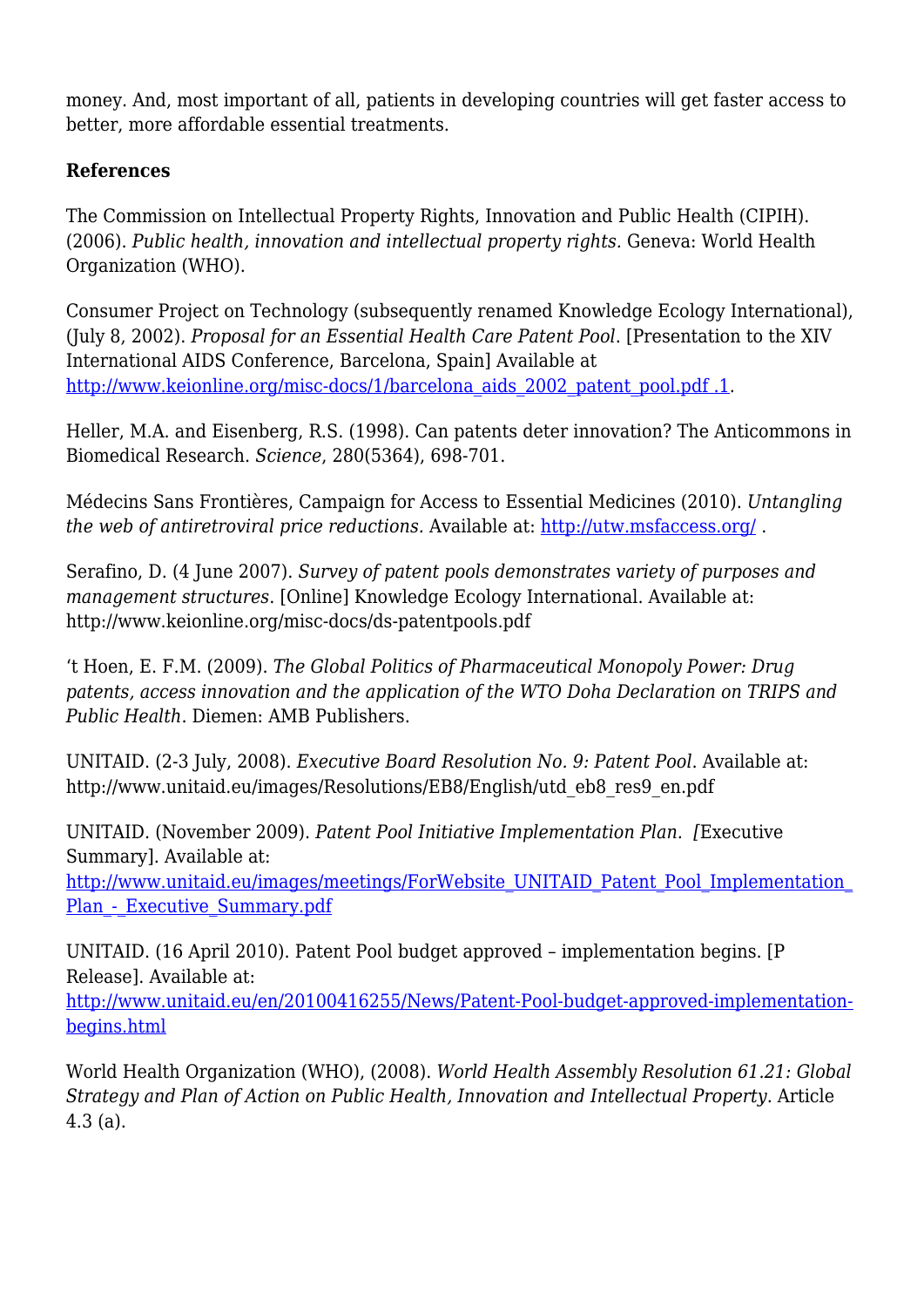money. And, most important of all, patients in developing countries will get faster access to better, more affordable essential treatments.

**References**

The Commission on Intellectual Property Rights, Innovation and Public Health (CIPIH). (2006). *Public health, innovation and intellectual property rights.* Geneva: World Health Organization (WHO).

Consumer Project on Technology (subsequently renamed Knowledge Ecology International), (July 8, 2002). *Proposal for an Essential Health Care Patent Pool.* [Presentation to the XIV International AIDS Conference, Barcelona, Spain] Available at [http://www.keionline.org/misc-docs/1/barcelona_aids_2002_patent_pool.pdf .1](http://www.keionline.org/misc-docs/1/barcelona_aids_2002_patent_pool.pdf).

Heller, M.A. and Eisenberg, R.S. (1998). Can patents deter innovation? The Anticommons in Biomedical Research. *Science*, 280(5364), 698-701.

Médecins Sans Frontières, Campaign for Access to Essential Medicines (2010). *Untangling the web of antiretroviral price reductions.* Available at: [http://utw.msfaccess.org/](http://utw.msfaccess.org/) .

Serafino, D. (4 June 2007). *Survey of patent pools demonstrates variety of purposes and management structures*. [Online] Knowledge Ecology International. Available at: http://www.keionline.org/misc-docs/ds-patentpools.pdf

't Hoen, E. F.M. (2009). *The Global Politics of Pharmaceutical Monopoly Power: Drug patents, access innovation and the application of the WTO Doha Declaration on TRIPS and Public Health*. Diemen: AMB Publishers.

UNITAID. (2-3 July, 2008). *Executive Board Resolution No. 9: Patent Pool*. Available at: http://www.unitaid.eu/images/Resolutions/EB8/English/utd_eb8_res9_en.pdf

UNITAID. (November 2009). *Patent Pool Initiative Implementation Plan. [*Executive Summary]. Available at: [http://www.unitaid.eu/images/meetings/ForWebsite_UNITAID_Patent_Pool_Implementation_Plan_-_Executive_Summary.pdf](http://www.unitaid.eu/images/meetings/ForWebsite_UNITAID_Patent_Pool_Implementation_Plan_-_Executive_Summary.pdf)

UNITAID. (16 April 2010). Patent Pool budget approved – implementation begins. [P Release]. Available at: [http://www.unitaid.eu/en/20100416255/News/Patent-Pool-budget-approved-implementation-begins.html](http://www.unitaid.eu/en/20100416255/News/Patent-Pool-budget-approved-implementation-begins.html)

World Health Organization (WHO), (2008). *World Health Assembly Resolution 61.21: Global Strategy and Plan of Action on Public Health, Innovation and Intellectual Property*. Article 4.3 (a).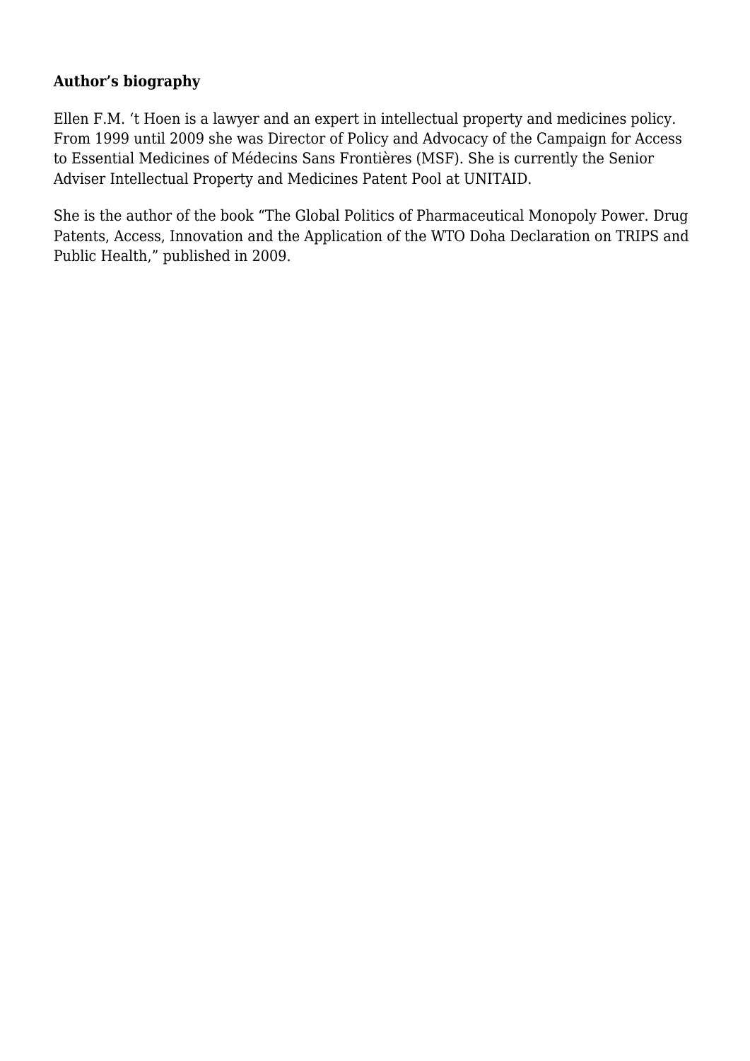**Author’s biography**

Ellen F.M. ‘t Hoen is a lawyer and an expert in intellectual property and medicines policy. From 1999 until 2009 she was Director of Policy and Advocacy of the Campaign for Access to Essential Medicines of Médecins Sans Frontières (MSF). She is currently the Senior Adviser Intellectual Property and Medicines Patent Pool at UNITAID.

She is the author of the book “The Global Politics of Pharmaceutical Monopoly Power. Drug Patents, Access, Innovation and the Application of the WTO Doha Declaration on TRIPS and Public Health,” published in 2009.